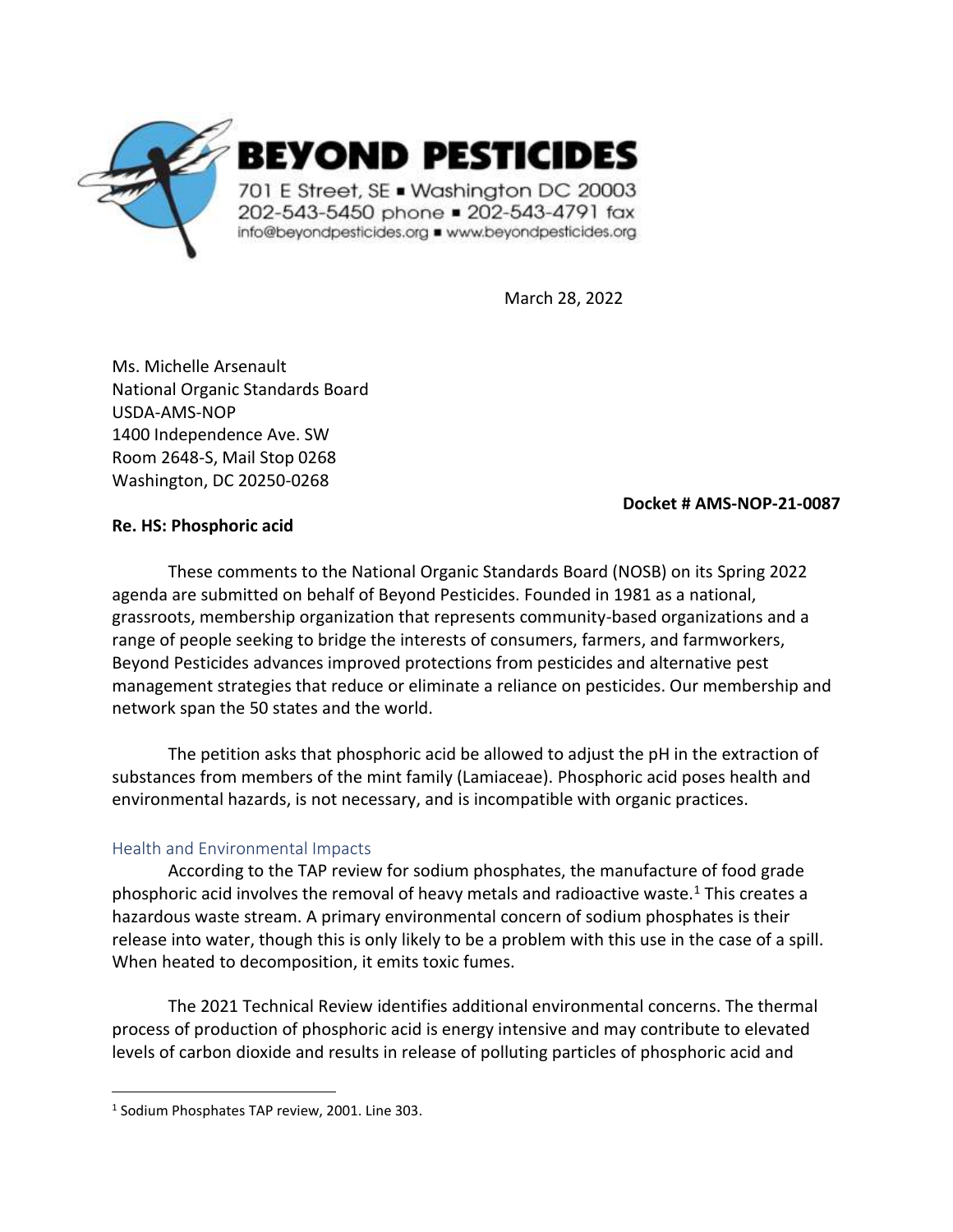**BEYOND PESTICIDES**

701 E Street, SE ▪ Washington DC 20003
202-543-5450 phone ▪ 202-543-4791 fax
info@beyondpesticides.org ▪ www.beyondpesticides.org

March 28, 2022

Ms. Michelle Arsenault
National Organic Standards Board
USDA-AMS-NOP
1400 Independence Ave. SW
Room 2648-S, Mail Stop 0268
Washington, DC 20250-0268

**Docket # AMS-NOP-21-0087**

**Re. HS: Phosphoric acid**

These comments to the National Organic Standards Board (NOSB) on its Spring 2022 agenda are submitted on behalf of Beyond Pesticides. Founded in 1981 as a national, grassroots, membership organization that represents community-based organizations and a range of people seeking to bridge the interests of consumers, farmers, and farmworkers, Beyond Pesticides advances improved protections from pesticides and alternative pest management strategies that reduce or eliminate a reliance on pesticides. Our membership and network span the 50 states and the world.

The petition asks that phosphoric acid be allowed to adjust the pH in the extraction of substances from members of the mint family (Lamiaceae). Phosphoric acid poses health and environmental hazards, is not necessary, and is incompatible with organic practices.

## Health and Environmental Impacts

According to the TAP review for sodium phosphates, the manufacture of food grade phosphoric acid involves the removal of heavy metals and radioactive waste.[1] This creates a hazardous waste stream. A primary environmental concern of sodium phosphates is their release into water, though this is only likely to be a problem with this use in the case of a spill. When heated to decomposition, it emits toxic fumes.

The 2021 Technical Review identifies additional environmental concerns. The thermal process of production of phosphoric acid is energy intensive and may contribute to elevated levels of carbon dioxide and results in release of polluting particles of phosphoric acid and

[1] Sodium Phosphates TAP review, 2001. Line 303.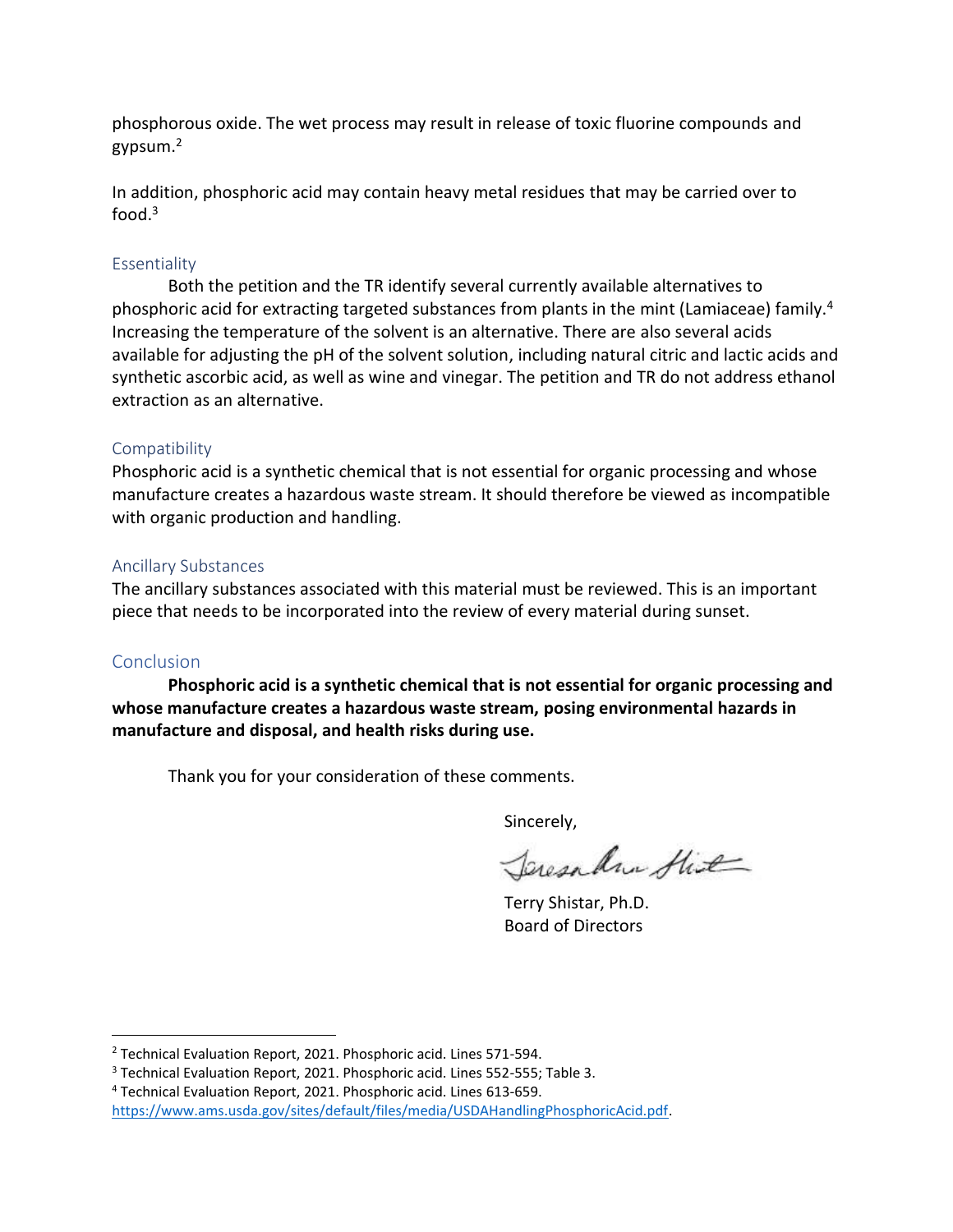phosphorous oxide. The wet process may result in release of toxic fluorine compounds and gypsum.[2]

In addition, phosphoric acid may contain heavy metal residues that may be carried over to food.[3]

## Essentiality

Both the petition and the TR identify several currently available alternatives to phosphoric acid for extracting targeted substances from plants in the mint (Lamiaceae) family.[4] Increasing the temperature of the solvent is an alternative. There are also several acids available for adjusting the pH of the solvent solution, including natural citric and lactic acids and synthetic ascorbic acid, as well as wine and vinegar. The petition and TR do not address ethanol extraction as an alternative.

## Compatibility

Phosphoric acid is a synthetic chemical that is not essential for organic processing and whose manufacture creates a hazardous waste stream. It should therefore be viewed as incompatible with organic production and handling.

## Ancillary Substances

The ancillary substances associated with this material must be reviewed. This is an important piece that needs to be incorporated into the review of every material during sunset.

## Conclusion

**Phosphoric acid is a synthetic chemical that is not essential for organic processing and whose manufacture creates a hazardous waste stream, posing environmental hazards in manufacture and disposal, and health risks during use.**

Thank you for your consideration of these comments.

Sincerely,

Terry Shistar, Ph.D.
Board of Directors

---

[2] Technical Evaluation Report, 2021. Phosphoric acid. Lines 571-594.

[3] Technical Evaluation Report, 2021. Phosphoric acid. Lines 552-555; Table 3.

[4] Technical Evaluation Report, 2021. Phosphoric acid. Lines 613-659. https://www.ams.usda.gov/sites/default/files/media/USDAHandlingPhosphoricAcid.pdf.